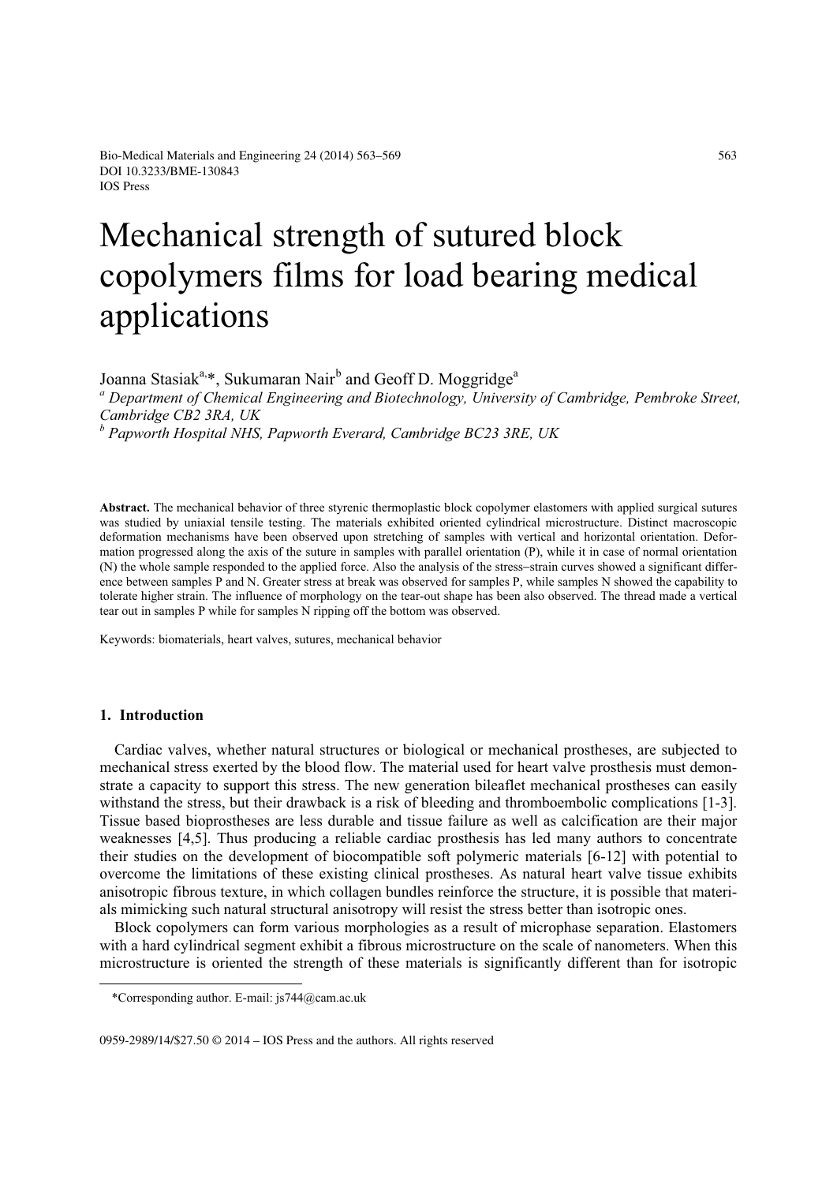# Mechanical strength of sutured block copolymers films for load bearing medical applications

Joanna Stasiak[a,*], Sukumaran Nair[b] and Geoff D. Moggridge[a]

[a] *Department of Chemical Engineering and Biotechnology, University of Cambridge, Pembroke Street, Cambridge CB2 3RA, UK*

[b] *Papworth Hospital NHS, Papworth Everard, Cambridge BC23 3RE, UK*

**Abstract.** The mechanical behavior of three styrenic thermoplastic block copolymer elastomers with applied surgical sutures was studied by uniaxial tensile testing. The materials exhibited oriented cylindrical microstructure. Distinct macroscopic deformation mechanisms have been observed upon stretching of samples with vertical and horizontal orientation. Deformation progressed along the axis of the suture in samples with parallel orientation (P), while it in case of normal orientation (N) the whole sample responded to the applied force. Also the analysis of the stress–strain curves showed a significant difference between samples P and N. Greater stress at break was observed for samples P, while samples N showed the capability to tolerate higher strain. The influence of morphology on the tear-out shape has been also observed. The thread made a vertical tear out in samples P while for samples N ripping off the bottom was observed.

Keywords: biomaterials, heart valves, sutures, mechanical behavior

## 1. Introduction

Cardiac valves, whether natural structures or biological or mechanical prostheses, are subjected to mechanical stress exerted by the blood flow. The material used for heart valve prosthesis must demonstrate a capacity to support this stress. The new generation bileaflet mechanical prostheses can easily withstand the stress, but their drawback is a risk of bleeding and thromboembolic complications [1-3]. Tissue based bioprostheses are less durable and tissue failure as well as calcification are their major weaknesses [4,5]. Thus producing a reliable cardiac prosthesis has led many authors to concentrate their studies on the development of biocompatible soft polymeric materials [6-12] with potential to overcome the limitations of these existing clinical prostheses. As natural heart valve tissue exhibits anisotropic fibrous texture, in which collagen bundles reinforce the structure, it is possible that materials mimicking such natural structural anisotropy will resist the stress better than isotropic ones.

Block copolymers can form various morphologies as a result of microphase separation. Elastomers with a hard cylindrical segment exhibit a fibrous microstructure on the scale of nanometers. When this microstructure is oriented the strength of these materials is significantly different than for isotropic

*Corresponding author. E-mail: js744@cam.ac.uk

0959-2989/14/$27.50 © 2014 – IOS Press and the authors. All rights reserved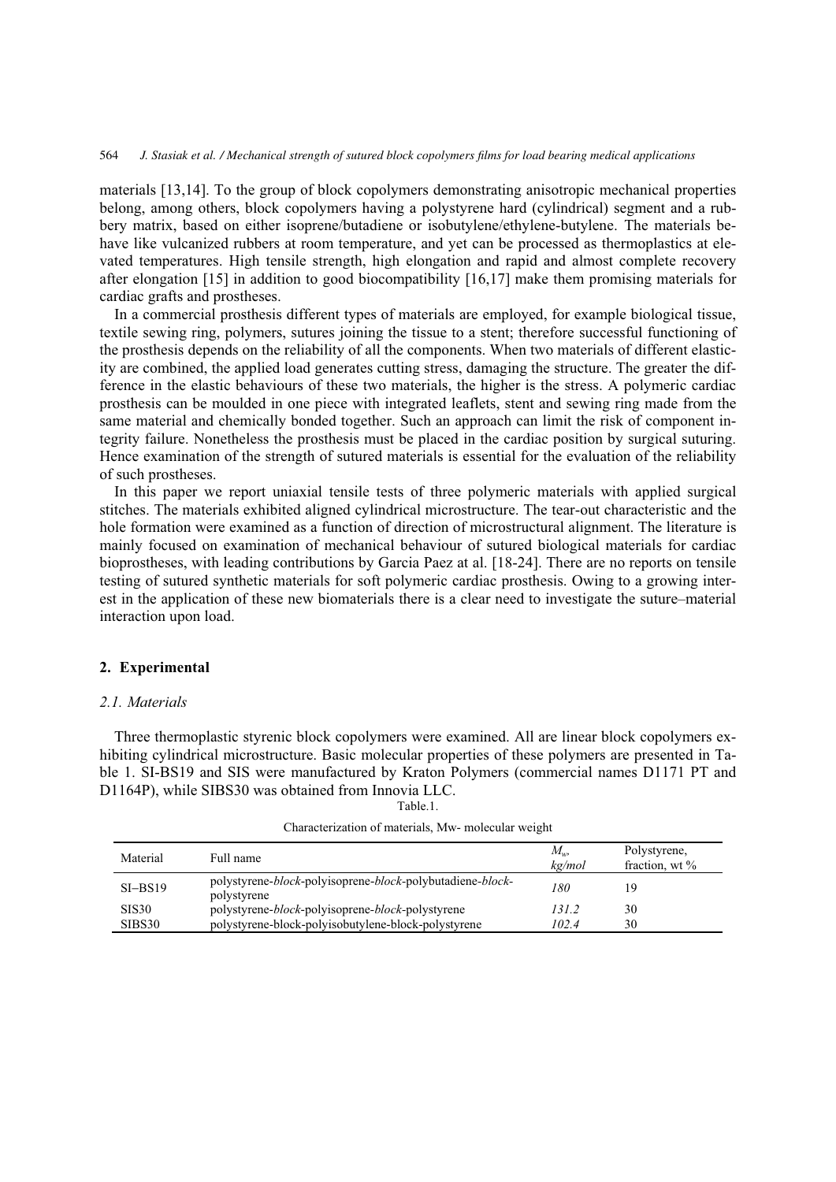materials [13,14]. To the group of block copolymers demonstrating anisotropic mechanical properties belong, among others, block copolymers having a polystyrene hard (cylindrical) segment and a rubbery matrix, based on either isoprene/butadiene or isobutylene/ethylene-butylene. The materials behave like vulcanized rubbers at room temperature, and yet can be processed as thermoplastics at elevated temperatures. High tensile strength, high elongation and rapid and almost complete recovery after elongation [15] in addition to good biocompatibility [16,17] make them promising materials for cardiac grafts and prostheses.

In a commercial prosthesis different types of materials are employed, for example biological tissue, textile sewing ring, polymers, sutures joining the tissue to a stent; therefore successful functioning of the prosthesis depends on the reliability of all the components. When two materials of different elasticity are combined, the applied load generates cutting stress, damaging the structure. The greater the difference in the elastic behaviours of these two materials, the higher is the stress. A polymeric cardiac prosthesis can be moulded in one piece with integrated leaflets, stent and sewing ring made from the same material and chemically bonded together. Such an approach can limit the risk of component integrity failure. Nonetheless the prosthesis must be placed in the cardiac position by surgical suturing. Hence examination of the strength of sutured materials is essential for the evaluation of the reliability of such prostheses.

In this paper we report uniaxial tensile tests of three polymeric materials with applied surgical stitches. The materials exhibited aligned cylindrical microstructure. The tear-out characteristic and the hole formation were examined as a function of direction of microstructural alignment. The literature is mainly focused on examination of mechanical behaviour of sutured biological materials for cardiac bioprostheses, with leading contributions by Garcia Paez at al. [18-24]. There are no reports on tensile testing of sutured synthetic materials for soft polymeric cardiac prosthesis. Owing to a growing interest in the application of these new biomaterials there is a clear need to investigate the suture–material interaction upon load.

## 2. Experimental

### 2.1. Materials

Three thermoplastic styrenic block copolymers were examined. All are linear block copolymers exhibiting cylindrical microstructure. Basic molecular properties of these polymers are presented in Table 1. SI-BS19 and SIS were manufactured by Kraton Polymers (commercial names D1171 PT and D1164P), while SIBS30 was obtained from Innovia LLC.

Table.1.

Characterization of materials, Mw- molecular weight

| Material | Full name | $M_w$, *kg/mol* | Polystyrene, fraction, wt % |
|---|---|---|---|
| SI–BS19 | polystyrene-*block*-polyisoprene-*block*-polybutadiene-*block*-polystyrene | *180* | 19 |
| SIS30 | polystyrene-*block*-polyisoprene-*block*-polystyrene | *131.2* | 30 |
| SIBS30 | polystyrene-block-polyisobutylene-block-polystyrene | *102.4* | 30 |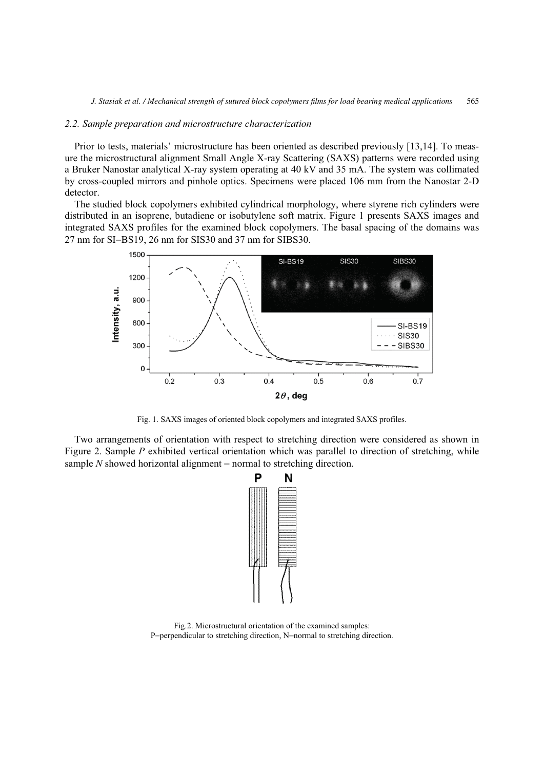### 2.2. Sample preparation and microstructure characterization

Prior to tests, materials' microstructure has been oriented as described previously [13,14]. To measure the microstructural alignment Small Angle X-ray Scattering (SAXS) patterns were recorded using a Bruker Nanostar analytical X-ray system operating at 40 kV and 35 mA. The system was collimated by cross-coupled mirrors and pinhole optics. Specimens were placed 106 mm from the Nanostar 2-D detector.

The studied block copolymers exhibited cylindrical morphology, where styrene rich cylinders were distributed in an isoprene, butadiene or isobutylene soft matrix. Figure 1 presents SAXS images and integrated SAXS profiles for the examined block copolymers. The basal spacing of the domains was 27 nm for SI–BS19, 26 nm for SIS30 and 37 nm for SIBS30.

Fig. 1. SAXS images of oriented block copolymers and integrated SAXS profiles.

Two arrangements of orientation with respect to stretching direction were considered as shown in Figure 2. Sample *P* exhibited vertical orientation which was parallel to direction of stretching, while sample *N* showed horizontal alignment – normal to stretching direction.

Fig.2. Microstructural orientation of the examined samples:
P–perpendicular to stretching direction, N–normal to stretching direction.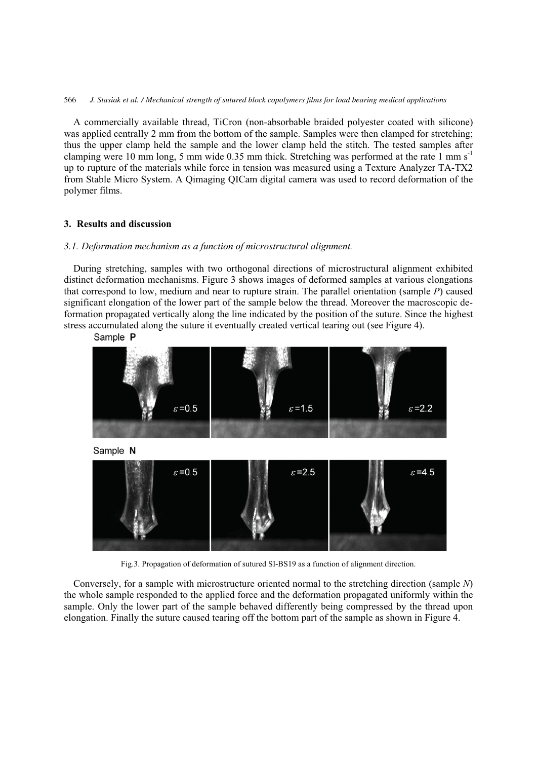A commercially available thread, TiCron (non-absorbable braided polyester coated with silicone) was applied centrally 2 mm from the bottom of the sample. Samples were then clamped for stretching; thus the upper clamp held the sample and the lower clamp held the stitch. The tested samples after clamping were 10 mm long, 5 mm wide 0.35 mm thick. Stretching was performed at the rate 1 mm $s^{-1}$ up to rupture of the materials while force in tension was measured using a Texture Analyzer TA-TX2 from Stable Micro System. A Qimaging QICam digital camera was used to record deformation of the polymer films.

## 3. Results and discussion

### *3.1. Deformation mechanism as a function of microstructural alignment.*

During stretching, samples with two orthogonal directions of microstructural alignment exhibited distinct deformation mechanisms. Figure 3 shows images of deformed samples at various elongations that correspond to low, medium and near to rupture strain. The parallel orientation (sample *P*) caused significant elongation of the lower part of the sample below the thread. Moreover the macroscopic deformation propagated vertically along the line indicated by the position of the suture. Since the highest stress accumulated along the suture it eventually created vertical tearing out (see Figure 4).

Fig.3. Propagation of deformation of sutured SI-BS19 as a function of alignment direction.

Conversely, for a sample with microstructure oriented normal to the stretching direction (sample *N*) the whole sample responded to the applied force and the deformation propagated uniformly within the sample. Only the lower part of the sample behaved differently being compressed by the thread upon elongation. Finally the suture caused tearing off the bottom part of the sample as shown in Figure 4.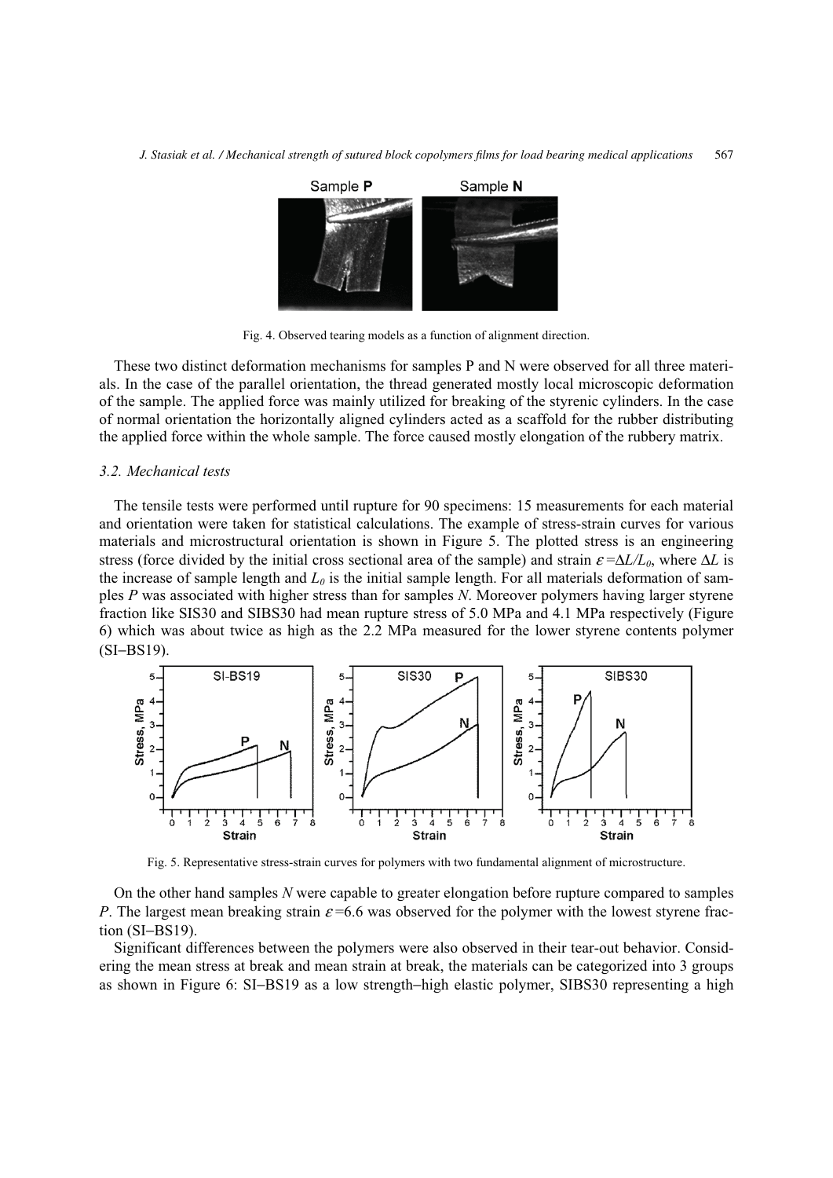Fig. 4. Observed tearing models as a function of alignment direction.

These two distinct deformation mechanisms for samples P and N were observed for all three materials. In the case of the parallel orientation, the thread generated mostly local microscopic deformation of the sample. The applied force was mainly utilized for breaking of the styrenic cylinders. In the case of normal orientation the horizontally aligned cylinders acted as a scaffold for the rubber distributing the applied force within the whole sample. The force caused mostly elongation of the rubbery matrix.

### 3.2. Mechanical tests

The tensile tests were performed until rupture for 90 specimens: 15 measurements for each material and orientation were taken for statistical calculations. The example of stress-strain curves for various materials and microstructural orientation is shown in Figure 5. The plotted stress is an engineering stress (force divided by the initial cross sectional area of the sample) and strain $\varepsilon = \Delta L/L_0$, where $\Delta L$ is the increase of sample length and $L_0$ is the initial sample length. For all materials deformation of samples *P* was associated with higher stress than for samples *N*. Moreover polymers having larger styrene fraction like SIS30 and SIBS30 had mean rupture stress of 5.0 MPa and 4.1 MPa respectively (Figure 6) which was about twice as high as the 2.2 MPa measured for the lower styrene contents polymer (SI–BS19).

Fig. 5. Representative stress-strain curves for polymers with two fundamental alignment of microstructure.

On the other hand samples *N* were capable to greater elongation before rupture compared to samples *P*. The largest mean breaking strain $\varepsilon = 6.6$ was observed for the polymer with the lowest styrene fraction (SI–BS19).

Significant differences between the polymers were also observed in their tear-out behavior. Considering the mean stress at break and mean strain at break, the materials can be categorized into 3 groups as shown in Figure 6: SI–BS19 as a low strength–high elastic polymer, SIBS30 representing a high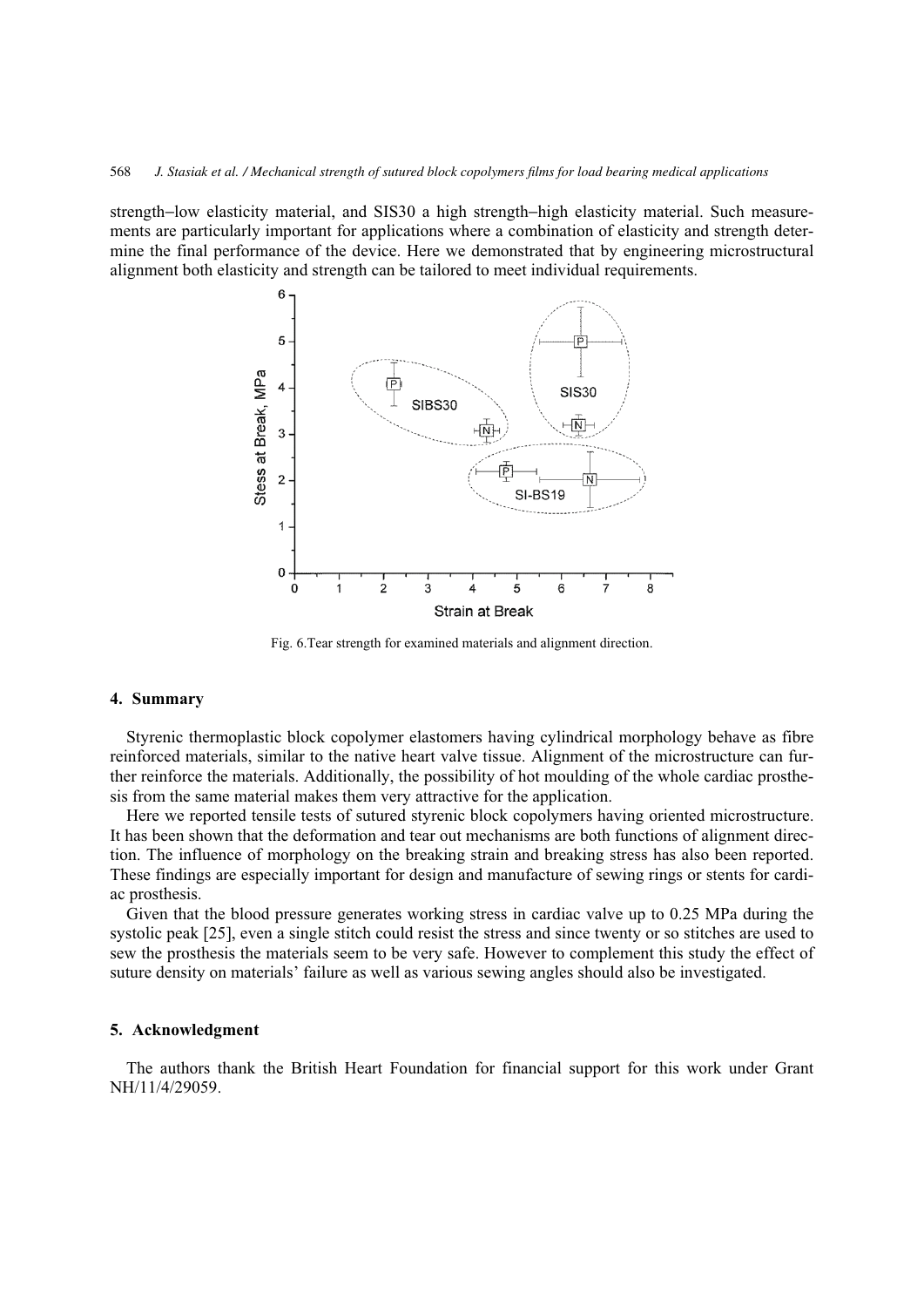strength–low elasticity material, and SIS30 a high strength–high elasticity material. Such measurements are particularly important for applications where a combination of elasticity and strength determine the final performance of the device. Here we demonstrated that by engineering microstructural alignment both elasticity and strength can be tailored to meet individual requirements.

Fig. 6.Tear strength for examined materials and alignment direction.

## 4. Summary

Styrenic thermoplastic block copolymer elastomers having cylindrical morphology behave as fibre reinforced materials, similar to the native heart valve tissue. Alignment of the microstructure can further reinforce the materials. Additionally, the possibility of hot moulding of the whole cardiac prosthesis from the same material makes them very attractive for the application.

Here we reported tensile tests of sutured styrenic block copolymers having oriented microstructure. It has been shown that the deformation and tear out mechanisms are both functions of alignment direction. The influence of morphology on the breaking strain and breaking stress has also been reported. These findings are especially important for design and manufacture of sewing rings or stents for cardiac prosthesis.

Given that the blood pressure generates working stress in cardiac valve up to 0.25 MPa during the systolic peak [25], even a single stitch could resist the stress and since twenty or so stitches are used to sew the prosthesis the materials seem to be very safe. However to complement this study the effect of suture density on materials' failure as well as various sewing angles should also be investigated.

## 5. Acknowledgment

The authors thank the British Heart Foundation for financial support for this work under Grant NH/11/4/29059.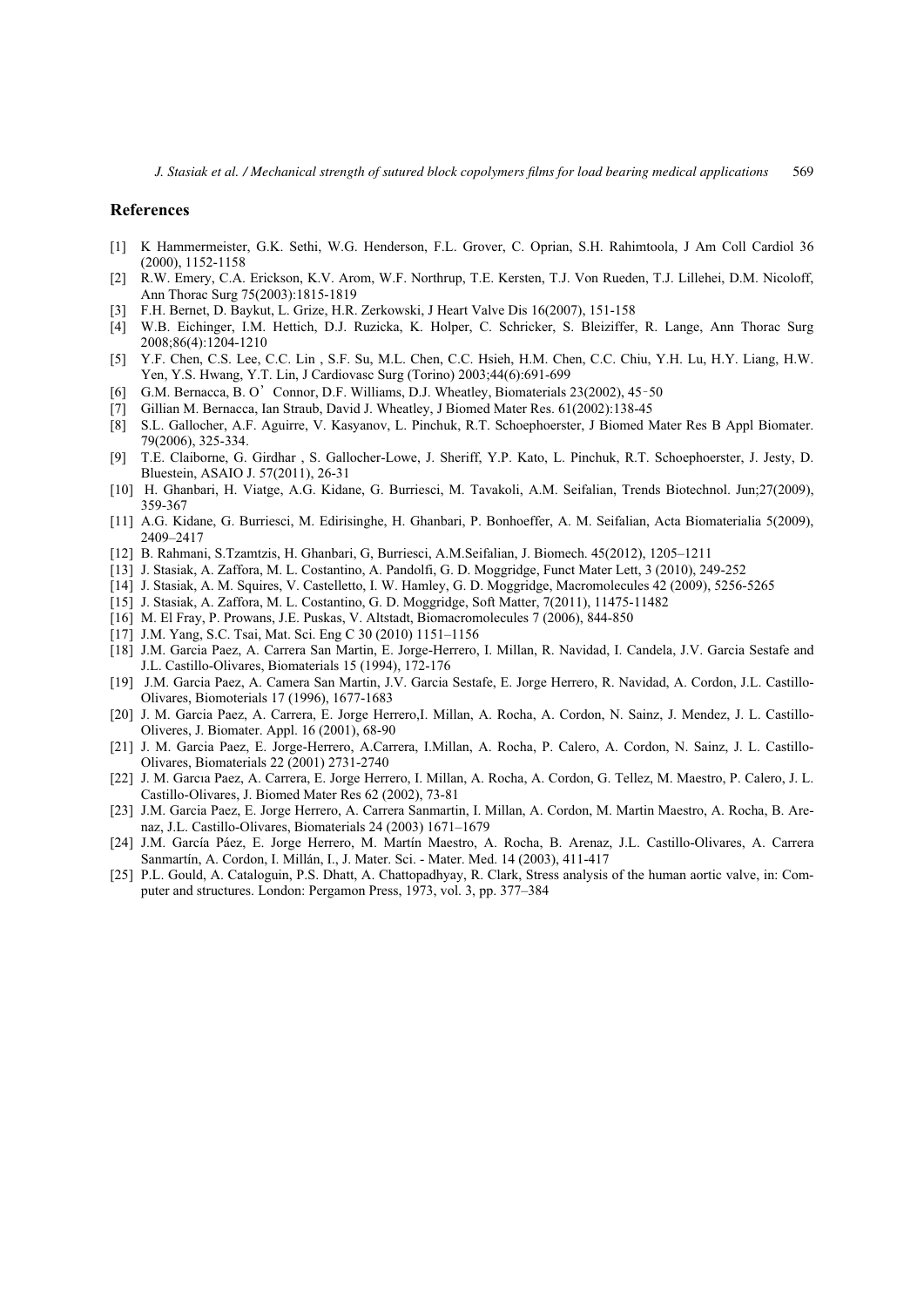## References

[1] K Hammermeister, G.K. Sethi, W.G. Henderson, F.L. Grover, C. Oprian, S.H. Rahimtoola, J Am Coll Cardiol 36 (2000), 1152-1158

[2] R.W. Emery, C.A. Erickson, K.V. Arom, W.F. Northrup, T.E. Kersten, T.J. Von Rueden, T.J. Lillehei, D.M. Nicoloff, Ann Thorac Surg 75(2003):1815-1819

[3] F.H. Bernet, D. Baykut, L. Grize, H.R. Zerkowski, J Heart Valve Dis 16(2007), 151-158

[4] W.B. Eichinger, I.M. Hettich, D.J. Ruzicka, K. Holper, C. Schricker, S. Bleiziffer, R. Lange, Ann Thorac Surg 2008;86(4):1204-1210

[5] Y.F. Chen, C.S. Lee, C.C. Lin , S.F. Su, M.L. Chen, C.C. Hsieh, H.M. Chen, C.C. Chiu, Y.H. Lu, H.Y. Liang, H.W. Yen, Y.S. Hwang, Y.T. Lin, J Cardiovasc Surg (Torino) 2003;44(6):691-699

[6] G.M. Bernacca, B. O'Connor, D.F. Williams, D.J. Wheatley, Biomaterials 23(2002), 45–50

[7] Gillian M. Bernacca, Ian Straub, David J. Wheatley, J Biomed Mater Res. 61(2002):138-45

[8] S.L. Gallocher, A.F. Aguirre, V. Kasyanov, L. Pinchuk, R.T. Schoephoerster, J Biomed Mater Res B Appl Biomater. 79(2006), 325-334.

[9] T.E. Claiborne, G. Girdhar , S. Gallocher-Lowe, J. Sheriff, Y.P. Kato, L. Pinchuk, R.T. Schoephoerster, J. Jesty, D. Bluestein, ASAIO J. 57(2011), 26-31

[10] H. Ghanbari, H. Viatge, A.G. Kidane, G. Burriesci, M. Tavakoli, A.M. Seifalian, Trends Biotechnol. Jun;27(2009), 359-367

[11] A.G. Kidane, G. Burriesci, M. Edirisinghe, H. Ghanbari, P. Bonhoeffer, A. M. Seifalian, Acta Biomaterialia 5(2009), 2409–2417

[12] B. Rahmani, S.Tzamtzis, H. Ghanbari, G, Burriesci, A.M.Seifalian, J. Biomech. 45(2012), 1205–1211

[13] J. Stasiak, A. Zaffora, M. L. Costantino, A. Pandolfi, G. D. Moggridge, Funct Mater Lett, 3 (2010), 249-252

[14] J. Stasiak, A. M. Squires, V. Castelletto, I. W. Hamley, G. D. Moggridge, Macromolecules 42 (2009), 5256-5265

[15] J. Stasiak, A. Zaffora, M. L. Costantino, G. D. Moggridge, Soft Matter, 7(2011), 11475-11482

[16] M. El Fray, P. Prowans, J.E. Puskas, V. Altstadt, Biomacromolecules 7 (2006), 844-850

[17] J.M. Yang, S.C. Tsai, Mat. Sci. Eng C 30 (2010) 1151–1156

[18] J.M. Garcia Paez, A. Carrera San Martin, E. Jorge-Herrero, I. Millan, R. Navidad, I. Candela, J.V. Garcia Sestafe and J.L. Castillo-Olivares, Biomaterials 15 (1994), 172-176

[19] J.M. Garcia Paez, A. Camera San Martin, J.V. Garcia Sestafe, E. Jorge Herrero, R. Navidad, A. Cordon, J.L. Castillo-Olivares, Biomoterials 17 (1996), 1677-1683

[20] J. M. Garcia Paez, A. Carrera, E. Jorge Herrero,I. Millan, A. Rocha, A. Cordon, N. Sainz, J. Mendez, J. L. Castillo-Oliveres, J. Biomater. Appl. 16 (2001), 68-90

[21] J. M. Garcia Paez, E. Jorge-Herrero, A.Carrera, I.Millan, A. Rocha, P. Calero, A. Cordon, N. Sainz, J. L. Castillo-Olivares, Biomaterials 22 (2001) 2731-2740

[22] J. M. Garcıa Paez, A. Carrera, E. Jorge Herrero, I. Millan, A. Rocha, A. Cordon, G. Tellez, M. Maestro, P. Calero, J. L. Castillo-Olivares, J. Biomed Mater Res 62 (2002), 73-81

[23] J.M. Garcia Paez, E. Jorge Herrero, A. Carrera Sanmartin, I. Millan, A. Cordon, M. Martin Maestro, A. Rocha, B. Arenaz, J.L. Castillo-Olivares, Biomaterials 24 (2003) 1671–1679

[24] J.M. García Páez, E. Jorge Herrero, M. Martín Maestro, A. Rocha, B. Arenaz, J.L. Castillo-Olivares, A. Carrera Sanmartín, A. Cordon, I. Millán, I., J. Mater. Sci. - Mater. Med. 14 (2003), 411-417

[25] P.L. Gould, A. Cataloguin, P.S. Dhatt, A. Chattopadhyay, R. Clark, Stress analysis of the human aortic valve, in: Computer and structures. London: Pergamon Press, 1973, vol. 3, pp. 377–384